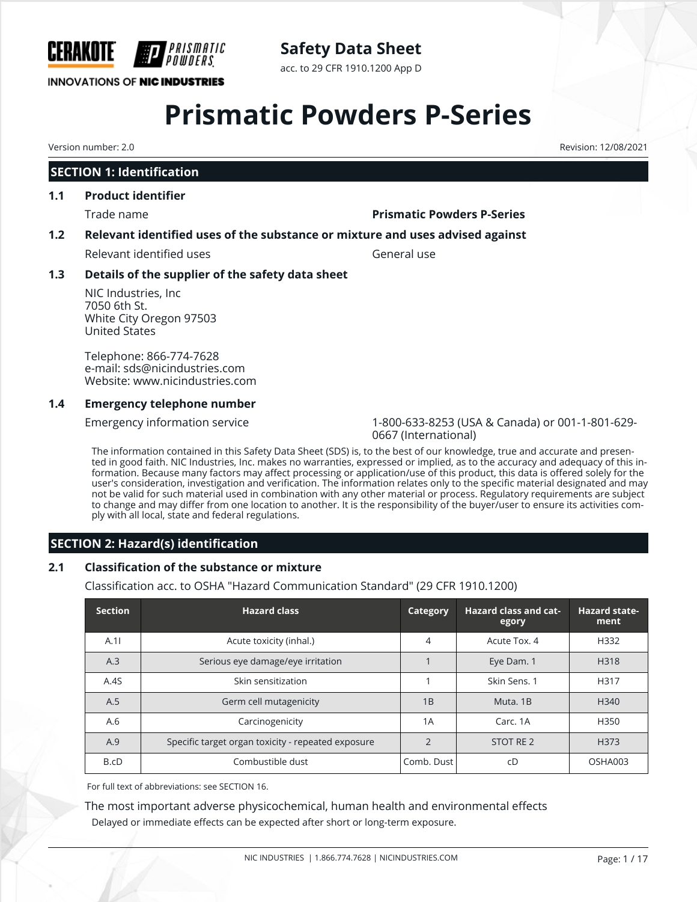CERAKOTE PRISMATIC POWDERS

INNOVATIONS OF NIC INDUSTRIES

**Safety Data Sheet**

acc. to 29 CFR 1910.1200 App D

# Prismatic Powders P-Series

Version number: 2.0

Revision: 12/08/2021

## SECTION 1: Identification

### 1.1 Product identifier

Trade name **Prismatic Powders P-Series**

### 1.2 Relevant identified uses of the substance or mixture and uses advised against

Relevant identified uses General use

### 1.3 Details of the supplier of the safety data sheet

NIC Industries, Inc
7050 6th St.
White City Oregon 97503
United States

Telephone: 866-774-7628
e-mail: sds@nicindustries.com
Website: www.nicindustries.com

### 1.4 Emergency telephone number

Emergency information service 1-800-633-8253 (USA & Canada) or 001-1-801-629-0667 (International)

The information contained in this Safety Data Sheet (SDS) is, to the best of our knowledge, true and accurate and presented in good faith. NIC Industries, Inc. makes no warranties, expressed or implied, as to the accuracy and adequacy of this information. Because many factors may affect processing or application/use of this product, this data is offered solely for the user's consideration, investigation and verification. The information relates only to the specific material designated and may not be valid for such material used in combination with any other material or process. Regulatory requirements are subject to change and may differ from one location to another. It is the responsibility of the buyer/user to ensure its activities comply with all local, state and federal regulations.

## SECTION 2: Hazard(s) identification

### 2.1 Classification of the substance or mixture

Classification acc. to OSHA "Hazard Communication Standard" (29 CFR 1910.1200)

| Section | Hazard class | Category | Hazard class and category | Hazard statement |
|---|---|---|---|---|
| A.1I | Acute toxicity (inhal.) | 4 | Acute Tox. 4 | H332 |
| A.3 | Serious eye damage/eye irritation | 1 | Eye Dam. 1 | H318 |
| A.4S | Skin sensitization | 1 | Skin Sens. 1 | H317 |
| A.5 | Germ cell mutagenicity | 1B | Muta. 1B | H340 |
| A.6 | Carcinogenicity | 1A | Carc. 1A | H350 |
| A.9 | Specific target organ toxicity - repeated exposure | 2 | STOT RE 2 | H373 |
| B.cD | Combustible dust | Comb. Dust | cD | OSHA003 |

For full text of abbreviations: see SECTION 16.

The most important adverse physicochemical, human health and environmental effects

Delayed or immediate effects can be expected after short or long-term exposure.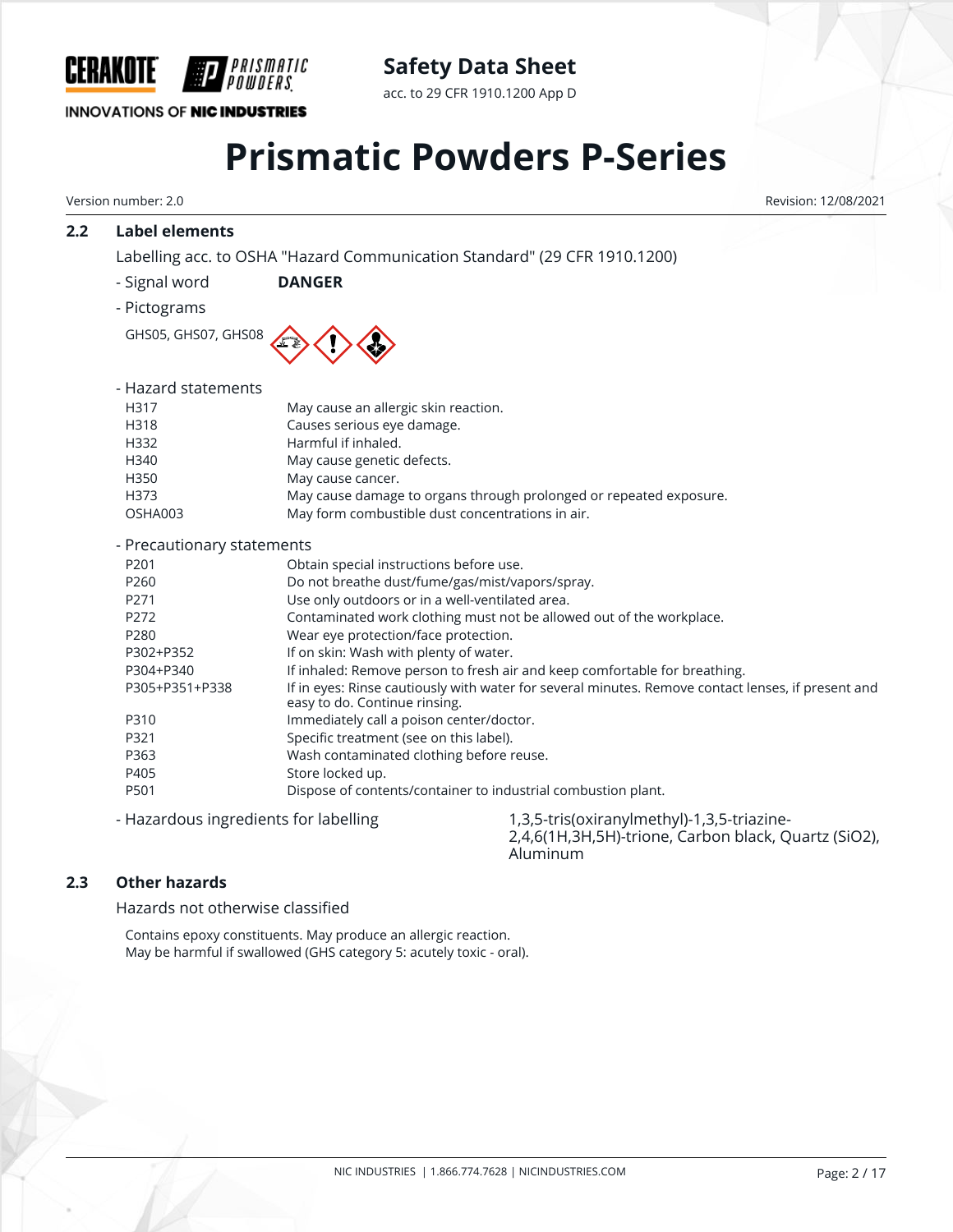### 2.2 Label elements

Labelling acc. to OSHA "Hazard Communication Standard" (29 CFR 1910.1200)

- Signal word **DANGER**
- Pictograms

GHS05, GHS07, GHS08

- Hazard statements

| | |
|---|---|
| H317 | May cause an allergic skin reaction. |
| H318 | Causes serious eye damage. |
| H332 | Harmful if inhaled. |
| H340 | May cause genetic defects. |
| H350 | May cause cancer. |
| H373 | May cause damage to organs through prolonged or repeated exposure. |
| OSHA003 | May form combustible dust concentrations in air. |

- Precautionary statements

| | |
|---|---|
| P201 | Obtain special instructions before use. |
| P260 | Do not breathe dust/fume/gas/mist/vapors/spray. |
| P271 | Use only outdoors or in a well-ventilated area. |
| P272 | Contaminated work clothing must not be allowed out of the workplace. |
| P280 | Wear eye protection/face protection. |
| P302+P352 | If on skin: Wash with plenty of water. |
| P304+P340 | If inhaled: Remove person to fresh air and keep comfortable for breathing. |
| P305+P351+P338 | If in eyes: Rinse cautiously with water for several minutes. Remove contact lenses, if present and easy to do. Continue rinsing. |
| P310 | Immediately call a poison center/doctor. |
| P321 | Specific treatment (see on this label). |
| P363 | Wash contaminated clothing before reuse. |
| P405 | Store locked up. |
| P501 | Dispose of contents/container to industrial combustion plant. |

- Hazardous ingredients for labelling: 1,3,5-tris(oxiranylmethyl)-1,3,5-triazine-2,4,6(1H,3H,5H)-trione, Carbon black, Quartz ($SiO_2$), Aluminum

### 2.3 Other hazards

Hazards not otherwise classified

Contains epoxy constituents. May produce an allergic reaction.
May be harmful if swallowed (GHS category 5: acutely toxic - oral).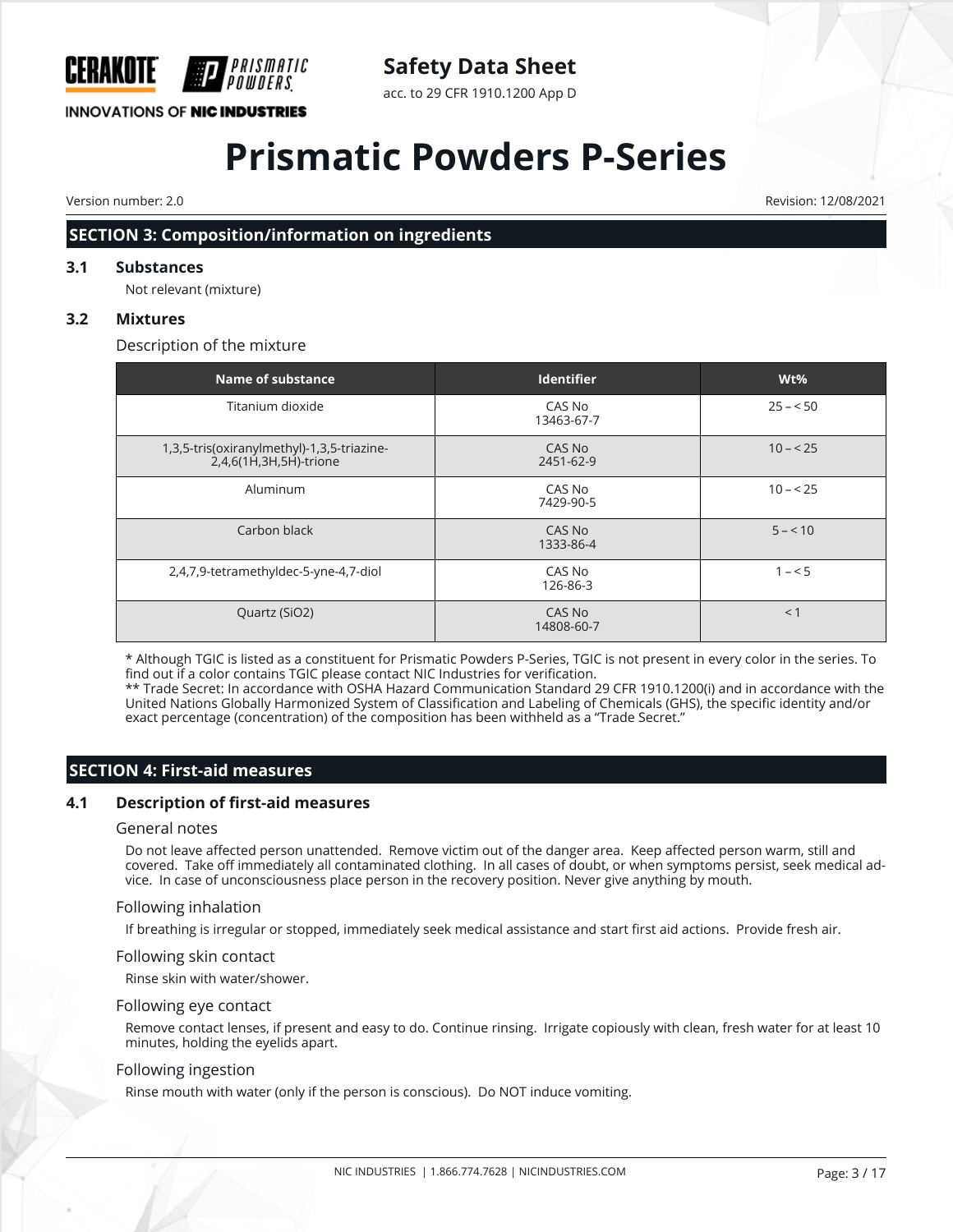## SECTION 3: Composition/information on ingredients

### 3.1 Substances

Not relevant (mixture)

### 3.2 Mixtures

Description of the mixture

| Name of substance | Identifier | Wt% |
|---|---|---|
| Titanium dioxide | CAS No 13463-67-7 | 25 – < 50 |
| 1,3,5-tris(oxiranylmethyl)-1,3,5-triazine-2,4,6(1H,3H,5H)-trione | CAS No 2451-62-9 | 10 – < 25 |
| Aluminum | CAS No 7429-90-5 | 10 – < 25 |
| Carbon black | CAS No 1333-86-4 | 5 – < 10 |
| 2,4,7,9-tetramethyldec-5-yne-4,7-diol | CAS No 126-86-3 | 1 – < 5 |
| Quartz ($SiO_2$) | CAS No 14808-60-7 | < 1 |

* Although TGIC is listed as a constituent for Prismatic Powders P-Series, TGIC is not present in every color in the series. To find out if a color contains TGIC please contact NIC Industries for verification.
** Trade Secret: In accordance with OSHA Hazard Communication Standard 29 CFR 1910.1200(i) and in accordance with the United Nations Globally Harmonized System of Classification and Labeling of Chemicals (GHS), the specific identity and/or exact percentage (concentration) of the composition has been withheld as a "Trade Secret."

## SECTION 4: First-aid measures

### 4.1 Description of first-aid measures

General notes

Do not leave affected person unattended. Remove victim out of the danger area. Keep affected person warm, still and covered. Take off immediately all contaminated clothing. In all cases of doubt, or when symptoms persist, seek medical advice. In case of unconsciousness place person in the recovery position. Never give anything by mouth.

Following inhalation

If breathing is irregular or stopped, immediately seek medical assistance and start first aid actions. Provide fresh air.

Following skin contact

Rinse skin with water/shower.

Following eye contact

Remove contact lenses, if present and easy to do. Continue rinsing. Irrigate copiously with clean, fresh water for at least 10 minutes, holding the eyelids apart.

Following ingestion

Rinse mouth with water (only if the person is conscious). Do NOT induce vomiting.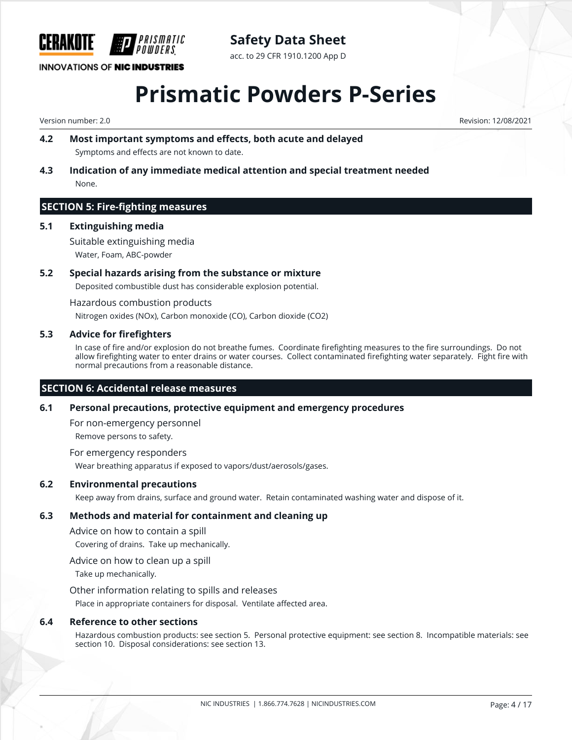### 4.2 Most important symptoms and effects, both acute and delayed

Symptoms and effects are not known to date.

### 4.3 Indication of any immediate medical attention and special treatment needed

None.

## SECTION 5: Fire-fighting measures

### 5.1 Extinguishing media

Suitable extinguishing media

Water, Foam, ABC-powder

### 5.2 Special hazards arising from the substance or mixture

Deposited combustible dust has considerable explosion potential.

Hazardous combustion products

Nitrogen oxides (NOx), Carbon monoxide (CO), Carbon dioxide ($CO_2$)

### 5.3 Advice for firefighters

In case of fire and/or explosion do not breathe fumes. Coordinate firefighting measures to the fire surroundings. Do not allow firefighting water to enter drains or water courses. Collect contaminated firefighting water separately. Fight fire with normal precautions from a reasonable distance.

## SECTION 6: Accidental release measures

### 6.1 Personal precautions, protective equipment and emergency procedures

For non-emergency personnel

Remove persons to safety.

For emergency responders

Wear breathing apparatus if exposed to vapors/dust/aerosols/gases.

### 6.2 Environmental precautions

Keep away from drains, surface and ground water. Retain contaminated washing water and dispose of it.

### 6.3 Methods and material for containment and cleaning up

Advice on how to contain a spill

Covering of drains. Take up mechanically.

Advice on how to clean up a spill

Take up mechanically.

Other information relating to spills and releases

Place in appropriate containers for disposal. Ventilate affected area.

### 6.4 Reference to other sections

Hazardous combustion products: see section 5. Personal protective equipment: see section 8. Incompatible materials: see section 10. Disposal considerations: see section 13.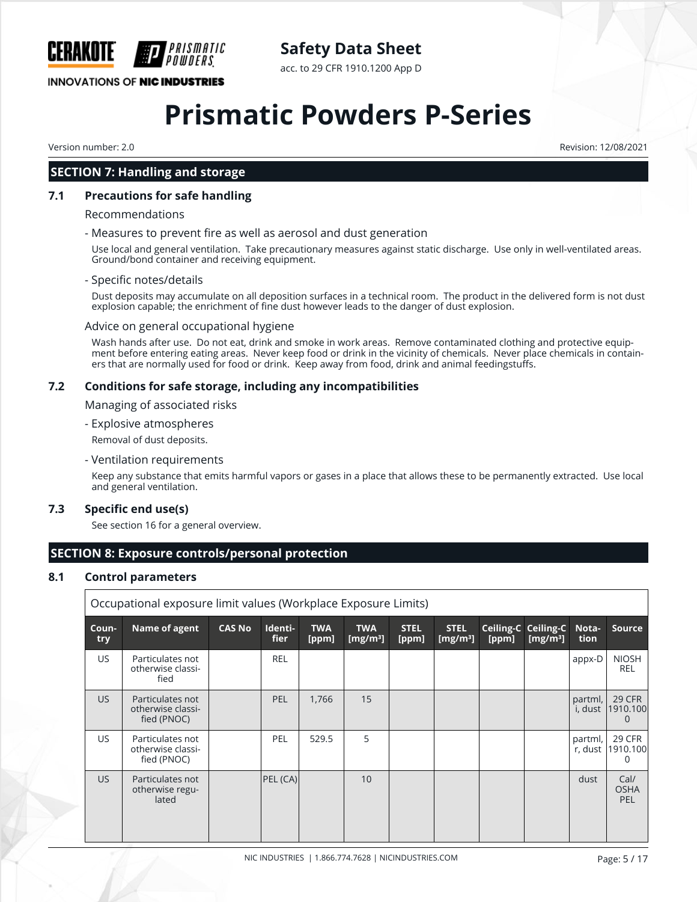## SECTION 7: Handling and storage

### 7.1 Precautions for safe handling

Recommendations

- Measures to prevent fire as well as aerosol and dust generation

Use local and general ventilation. Take precautionary measures against static discharge. Use only in well-ventilated areas. Ground/bond container and receiving equipment.

- Specific notes/details

Dust deposits may accumulate on all deposition surfaces in a technical room. The product in the delivered form is not dust explosion capable; the enrichment of fine dust however leads to the danger of dust explosion.

Advice on general occupational hygiene

Wash hands after use. Do not eat, drink and smoke in work areas. Remove contaminated clothing and protective equipment before entering eating areas. Never keep food or drink in the vicinity of chemicals. Never place chemicals in containers that are normally used for food or drink. Keep away from food, drink and animal feedingstuffs.

### 7.2 Conditions for safe storage, including any incompatibilities

Managing of associated risks

- Explosive atmospheres

Removal of dust deposits.

- Ventilation requirements

Keep any substance that emits harmful vapors or gases in a place that allows these to be permanently extracted. Use local and general ventilation.

### 7.3 Specific end use(s)

See section 16 for a general overview.

## SECTION 8: Exposure controls/personal protection

### 8.1 Control parameters

Occupational exposure limit values (Workplace Exposure Limits)

| Country | Name of agent | CAS No | Identifier | TWA [ppm] | TWA [mg/m³] | STEL [ppm] | STEL [mg/m³] | Ceiling-C [ppm] | Ceiling-C [mg/m³] | Notation | Source |
|---|---|---|---|---|---|---|---|---|---|---|---|
| US | Particulates not otherwise classified | | REL | | | | | | | appx-D | NIOSH REL |
| US | Particulates not otherwise classified (PNOC) | | PEL | 1,766 | 15 | | | | | partml, i, dust | 29 CFR 1910.1000 |
| US | Particulates not otherwise classified (PNOC) | | PEL | 529.5 | 5 | | | | | partml, r, dust | 29 CFR 1910.1000 |
| US | Particulates not otherwise regulated | | PEL (CA) | | 10 | | | | | dust | Cal/ OSHA PEL |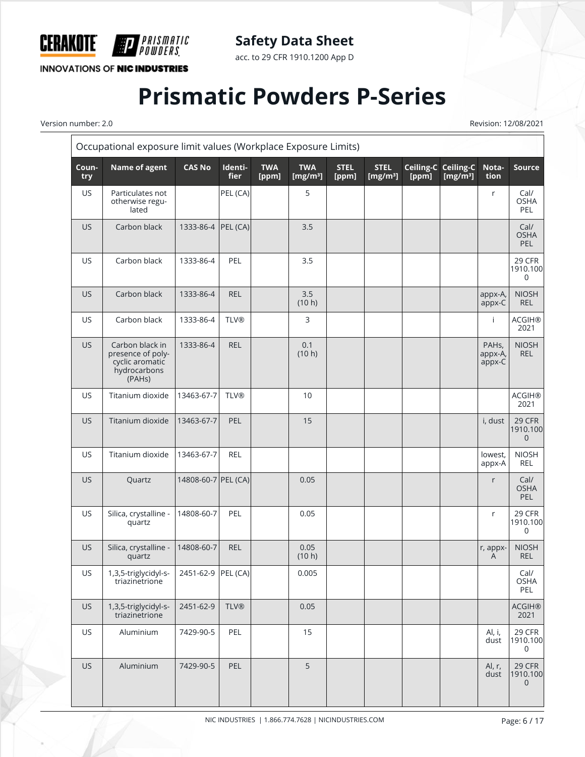| Occupational exposure limit values (Workplace Exposure Limits) | | | | | | | | | | | |
|---|---|---|---|---|---|---|---|---|---|---|---|
| Country | Name of agent | CAS No | Identifier | TWA [ppm] | TWA [mg/m³] | STEL [ppm] | STEL [mg/m³] | Ceiling-C [ppm] | Ceiling-C [mg/m³] | Notation | Source |
| US | Particulates not otherwise regulated | | PEL (CA) | | 5 | | | | | r | Cal/ OSHA PEL |
| US | Carbon black | 1333-86-4 | PEL (CA) | | 3.5 | | | | | | Cal/ OSHA PEL |
| US | Carbon black | 1333-86-4 | PEL | | 3.5 | | | | | | 29 CFR 1910.1000 |
| US | Carbon black | 1333-86-4 | REL | | 3.5 (10 h) | | | | | appx-A, appx-C | NIOSH REL |
| US | Carbon black | 1333-86-4 | TLV® | | 3 | | | | | i | ACGIH® 2021 |
| US | Carbon black in presence of polycyclic aromatic hydrocarbons (PAHs) | 1333-86-4 | REL | | 0.1 (10 h) | | | | | PAHs, appx-A, appx-C | NIOSH REL |
| US | Titanium dioxide | 13463-67-7 | TLV® | | 10 | | | | | | ACGIH® 2021 |
| US | Titanium dioxide | 13463-67-7 | PEL | | 15 | | | | | i, dust | 29 CFR 1910.1000 |
| US | Titanium dioxide | 13463-67-7 | REL | | | | | | | lowest, appx-A | NIOSH REL |
| US | Quartz | 14808-60-7 | PEL (CA) | | 0.05 | | | | | r | Cal/ OSHA PEL |
| US | Silica, crystalline - quartz | 14808-60-7 | PEL | | 0.05 | | | | | r | 29 CFR 1910.1000 |
| US | Silica, crystalline - quartz | 14808-60-7 | REL | | 0.05 (10 h) | | | | | r, appx-A | NIOSH REL |
| US | 1,3,5-triglycidyl-s-triazinetrione | 2451-62-9 | PEL (CA) | | 0.005 | | | | | | Cal/ OSHA PEL |
| US | 1,3,5-triglycidyl-s-triazinetrione | 2451-62-9 | TLV® | | 0.05 | | | | | | ACGIH® 2021 |
| US | Aluminium | 7429-90-5 | PEL | | 15 | | | | | Al, i, dust | 29 CFR 1910.1000 |
| US | Aluminium | 7429-90-5 | PEL | | 5 | | | | | Al, r, dust | 29 CFR 1910.1000 |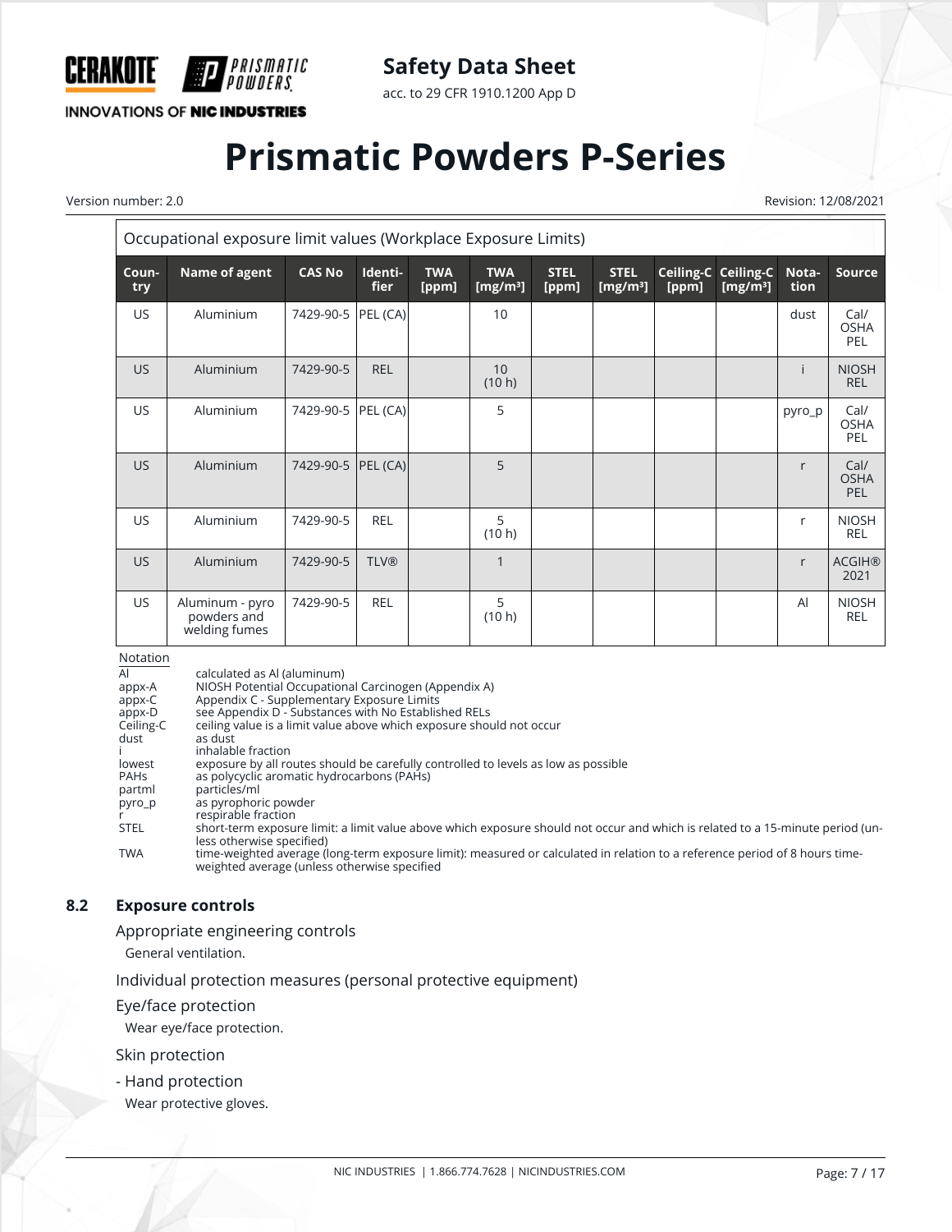| Occupational exposure limit values (Workplace Exposure Limits) | | | | | | | | | | | |
|---|---|---|---|---|---|---|---|---|---|---|---|
| Coun-try | Name of agent | CAS No | Identi-fier | TWA [ppm] | TWA [mg/m³] | STEL [ppm] | STEL [mg/m³] | Ceiling-C [ppm] | Ceiling-C [mg/m³] | Nota-tion | Source |
| US | Aluminium | 7429-90-5 | PEL (CA) | | 10 | | | | | dust | Cal/ OSHA PEL |
| US | Aluminium | 7429-90-5 | REL | | 10 (10 h) | | | | | i | NIOSH REL |
| US | Aluminium | 7429-90-5 | PEL (CA) | | 5 | | | | | pyro_p | Cal/ OSHA PEL |
| US | Aluminium | 7429-90-5 | PEL (CA) | | 5 | | | | | r | Cal/ OSHA PEL |
| US | Aluminium | 7429-90-5 | REL | | 5 (10 h) | | | | | r | NIOSH REL |
| US | Aluminium | 7429-90-5 | TLV® | | 1 | | | | | r | ACGIH® 2021 |
| US | Aluminum - pyro powders and welding fumes | 7429-90-5 | REL | | 5 (10 h) | | | | | Al | NIOSH REL |

Notation

| | |
|---|---|
| Al | calculated as Al (aluminum) |
| appx-A | NIOSH Potential Occupational Carcinogen (Appendix A) |
| appx-C | Appendix C - Supplementary Exposure Limits |
| appx-D | see Appendix D - Substances with No Established RELs |
| Ceiling-C | ceiling value is a limit value above which exposure should not occur |
| dust | as dust |
| i | inhalable fraction |
| lowest | exposure by all routes should be carefully controlled to levels as low as possible |
| PAHs | as polycyclic aromatic hydrocarbons (PAHs) |
| partml | particles/ml |
| pyro_p | as pyrophoric powder |
| r | respirable fraction |
| STEL | short-term exposure limit: a limit value above which exposure should not occur and which is related to a 15-minute period (unless otherwise specified) |
| TWA | time-weighted average (long-term exposure limit): measured or calculated in relation to a reference period of 8 hours time-weighted average (unless otherwise specified |

### 8.2 Exposure controls

Appropriate engineering controls

General ventilation.

Individual protection measures (personal protective equipment)

Eye/face protection

Wear eye/face protection.

Skin protection

- Hand protection

Wear protective gloves.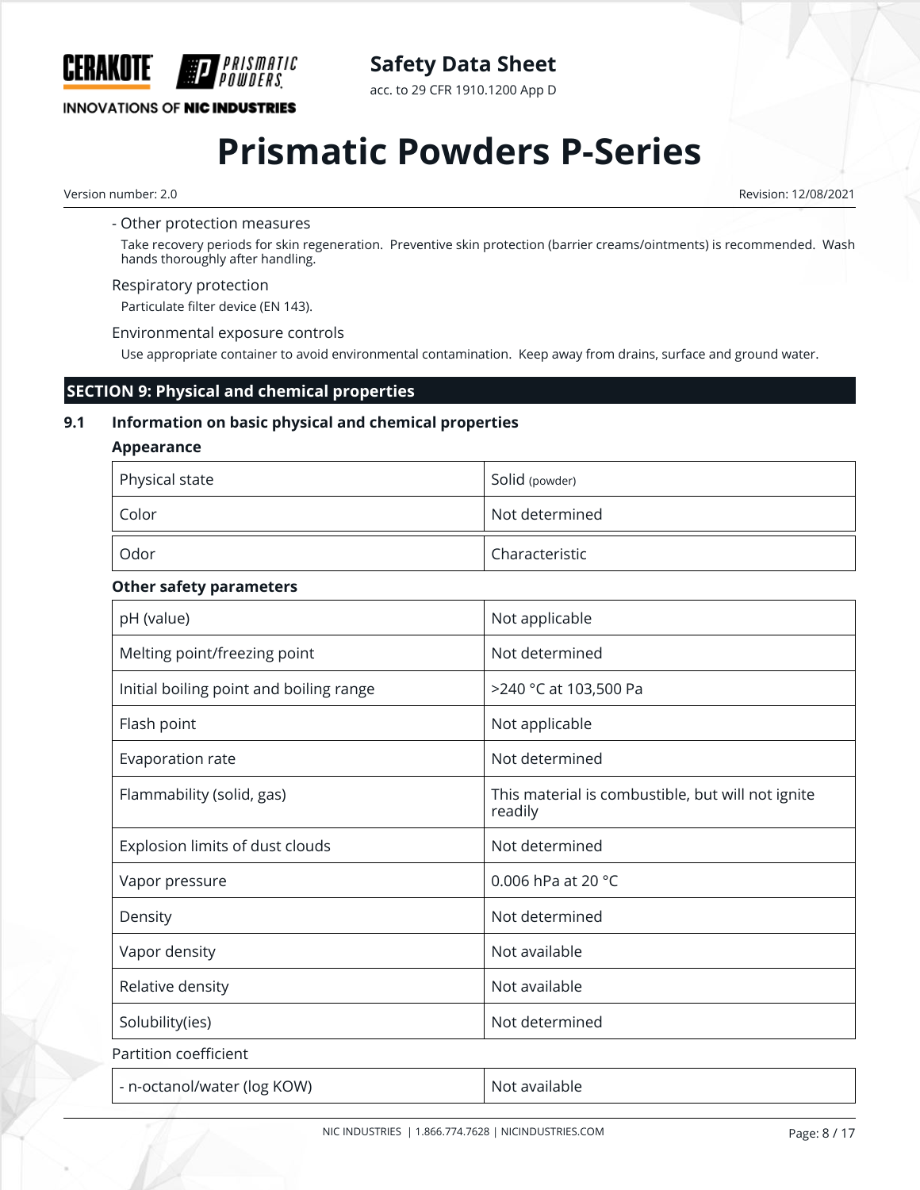- Other protection measures

Take recovery periods for skin regeneration. Preventive skin protection (barrier creams/ointments) is recommended. Wash hands thoroughly after handling.

Respiratory protection

Particulate filter device (EN 143).

Environmental exposure controls

Use appropriate container to avoid environmental contamination. Keep away from drains, surface and ground water.

## SECTION 9: Physical and chemical properties

### 9.1 Information on basic physical and chemical properties

**Appearance**

| | |
|---|---|
| Physical state | Solid (powder) |
| Color | Not determined |
| Odor | Characteristic |

**Other safety parameters**

| | |
|---|---|
| pH (value) | Not applicable |
| Melting point/freezing point | Not determined |
| Initial boiling point and boiling range | >240 °C at 103,500 Pa |
| Flash point | Not applicable |
| Evaporation rate | Not determined |
| Flammability (solid, gas) | This material is combustible, but will not ignite readily |
| Explosion limits of dust clouds | Not determined |
| Vapor pressure | 0.006 hPa at 20 °C |
| Density | Not determined |
| Vapor density | Not available |
| Relative density | Not available |
| Solubility(ies) | Not determined |

Partition coefficient

| | |
|---|---|
| - n-octanol/water (log KOW) | Not available |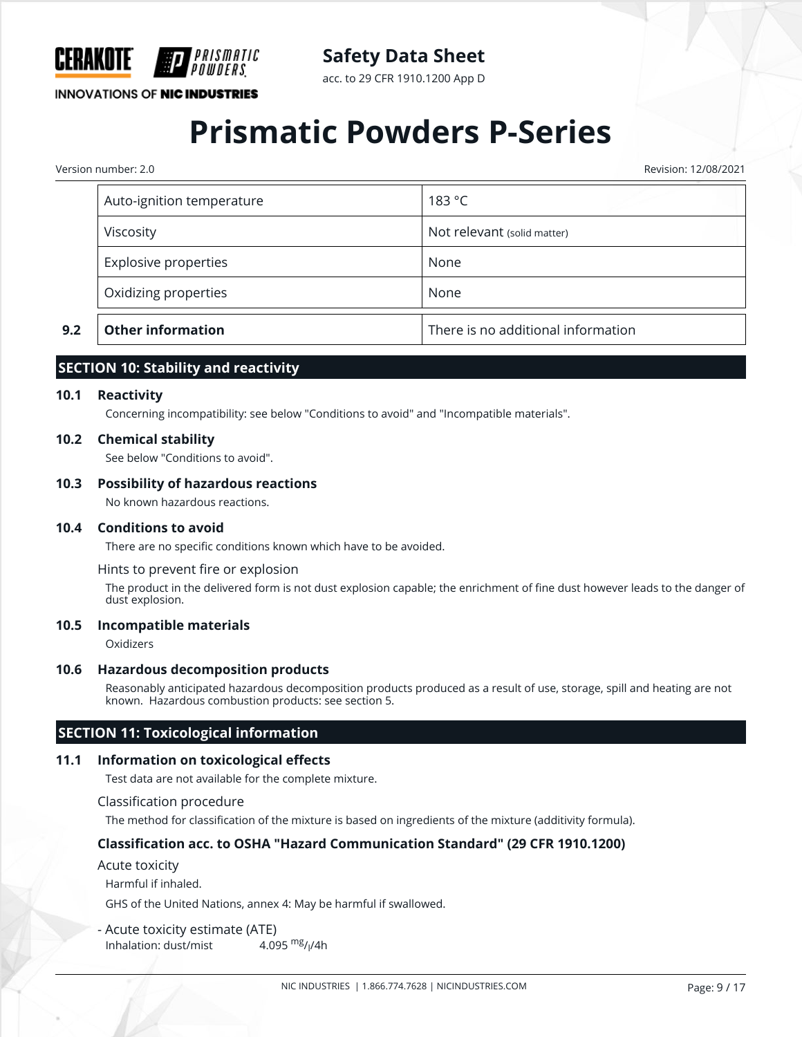| | | |
|---|---|---|
| | Auto-ignition temperature | 183 °C |
| | Viscosity | Not relevant (solid matter) |
| | Explosive properties | None |
| | Oxidizing properties | None |
| **9.2** | **Other information** | There is no additional information |

## SECTION 10: Stability and reactivity

### 10.1 Reactivity

Concerning incompatibility: see below "Conditions to avoid" and "Incompatible materials".

### 10.2 Chemical stability

See below "Conditions to avoid".

### 10.3 Possibility of hazardous reactions

No known hazardous reactions.

### 10.4 Conditions to avoid

There are no specific conditions known which have to be avoided.

Hints to prevent fire or explosion

The product in the delivered form is not dust explosion capable; the enrichment of fine dust however leads to the danger of dust explosion.

### 10.5 Incompatible materials

Oxidizers

### 10.6 Hazardous decomposition products

Reasonably anticipated hazardous decomposition products produced as a result of use, storage, spill and heating are not known. Hazardous combustion products: see section 5.

## SECTION 11: Toxicological information

### 11.1 Information on toxicological effects

Test data are not available for the complete mixture.

Classification procedure

The method for classification of the mixture is based on ingredients of the mixture (additivity formula).

**Classification acc. to OSHA "Hazard Communication Standard" (29 CFR 1910.1200)**

Acute toxicity

Harmful if inhaled.

GHS of the United Nations, annex 4: May be harmful if swallowed.

- Acute toxicity estimate (ATE)

Inhalation: dust/mist 4.095 $^{mg}/_{l}$/4h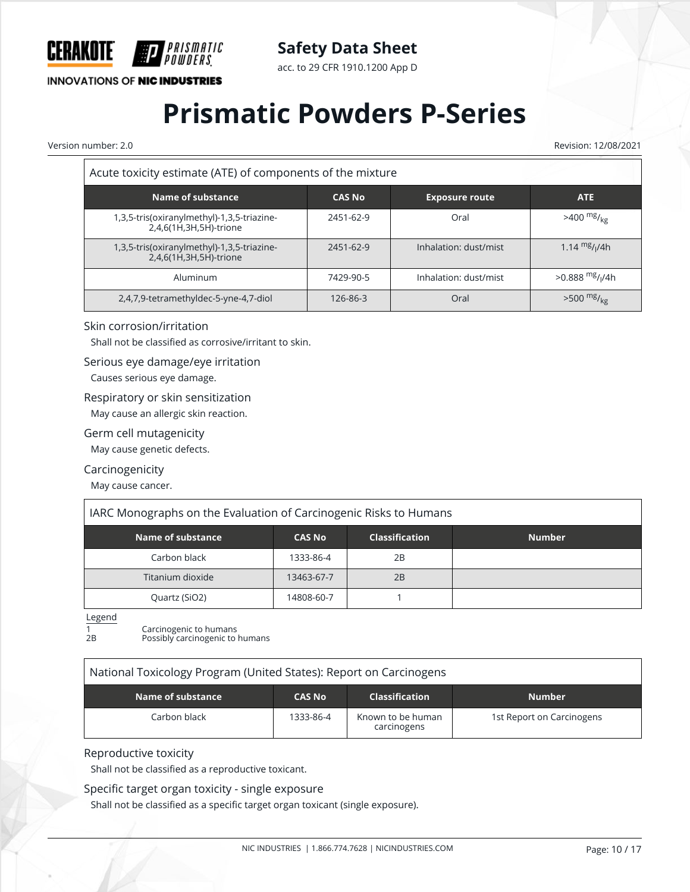| Acute toxicity estimate (ATE) of components of the mixture | | | |
|---|---|---|---|
| **Name of substance** | **CAS No** | **Exposure route** | **ATE** |
| 1,3,5-tris(oxiranylmethyl)-1,3,5-triazine-2,4,6(1H,3H,5H)-trione | 2451-62-9 | Oral | >400 $^{mg}/_{kg}$ |
| 1,3,5-tris(oxiranylmethyl)-1,3,5-triazine-2,4,6(1H,3H,5H)-trione | 2451-62-9 | Inhalation: dust/mist | 1.14 $^{mg}/_{l}$/4h |
| Aluminum | 7429-90-5 | Inhalation: dust/mist | >0.888 $^{mg}/_{l}$/4h |
| 2,4,7,9-tetramethyldec-5-yne-4,7-diol | 126-86-3 | Oral | >500 $^{mg}/_{kg}$ |

### Skin corrosion/irritation

Shall not be classified as corrosive/irritant to skin.

### Serious eye damage/eye irritation

Causes serious eye damage.

### Respiratory or skin sensitization

May cause an allergic skin reaction.

### Germ cell mutagenicity

May cause genetic defects.

### Carcinogenicity

May cause cancer.

| IARC Monographs on the Evaluation of Carcinogenic Risks to Humans | | | |
|---|---|---|---|
| **Name of substance** | **CAS No** | **Classification** | **Number** |
| Carbon black | 1333-86-4 | 2B | |
| Titanium dioxide | 13463-67-7 | 2B | |
| Quartz (SiO2) | 14808-60-7 | 1 | |

Legend

1 Carcinogenic to humans
2B Possibly carcinogenic to humans

| National Toxicology Program (United States): Report on Carcinogens | | | |
|---|---|---|---|
| **Name of substance** | **CAS No** | **Classification** | **Number** |
| Carbon black | 1333-86-4 | Known to be human carcinogens | 1st Report on Carcinogens |

### Reproductive toxicity

Shall not be classified as a reproductive toxicant.

### Specific target organ toxicity - single exposure

Shall not be classified as a specific target organ toxicant (single exposure).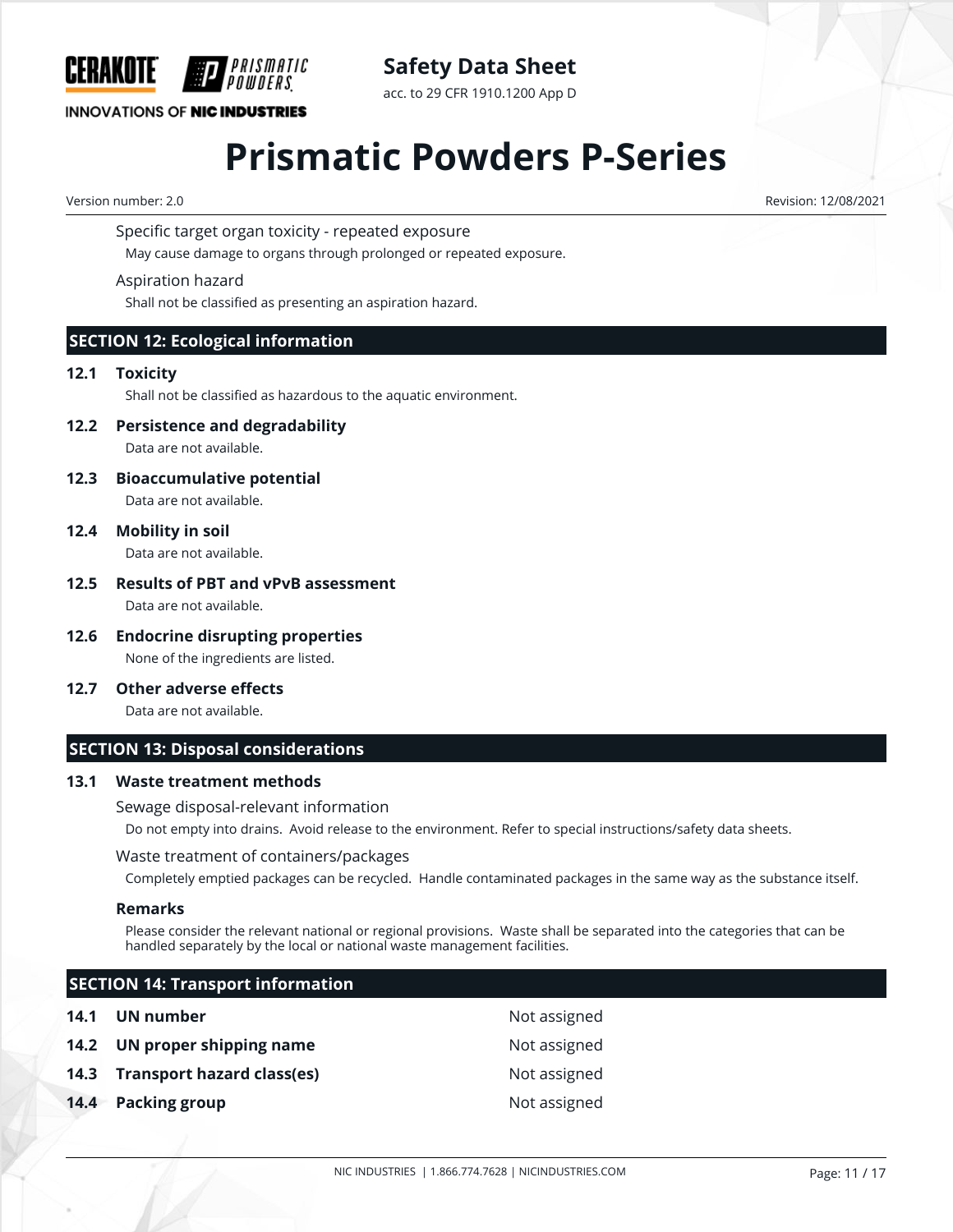Specific target organ toxicity - repeated exposure

May cause damage to organs through prolonged or repeated exposure.

Aspiration hazard

Shall not be classified as presenting an aspiration hazard.

## SECTION 12: Ecological information

### 12.1 Toxicity

Shall not be classified as hazardous to the aquatic environment.

### 12.2 Persistence and degradability

Data are not available.

### 12.3 Bioaccumulative potential

Data are not available.

### 12.4 Mobility in soil

Data are not available.

### 12.5 Results of PBT and vPvB assessment

Data are not available.

### 12.6 Endocrine disrupting properties

None of the ingredients are listed.

### 12.7 Other adverse effects

Data are not available.

## SECTION 13: Disposal considerations

### 13.1 Waste treatment methods

Sewage disposal-relevant information

Do not empty into drains. Avoid release to the environment. Refer to special instructions/safety data sheets.

Waste treatment of containers/packages

Completely emptied packages can be recycled. Handle contaminated packages in the same way as the substance itself.

**Remarks**

Please consider the relevant national or regional provisions. Waste shall be separated into the categories that can be handled separately by the local or national waste management facilities.

## SECTION 14: Transport information

| | | |
|---|---|---|
| **14.1** | **UN number** | Not assigned |
| **14.2** | **UN proper shipping name** | Not assigned |
| **14.3** | **Transport hazard class(es)** | Not assigned |
| **14.4** | **Packing group** | Not assigned |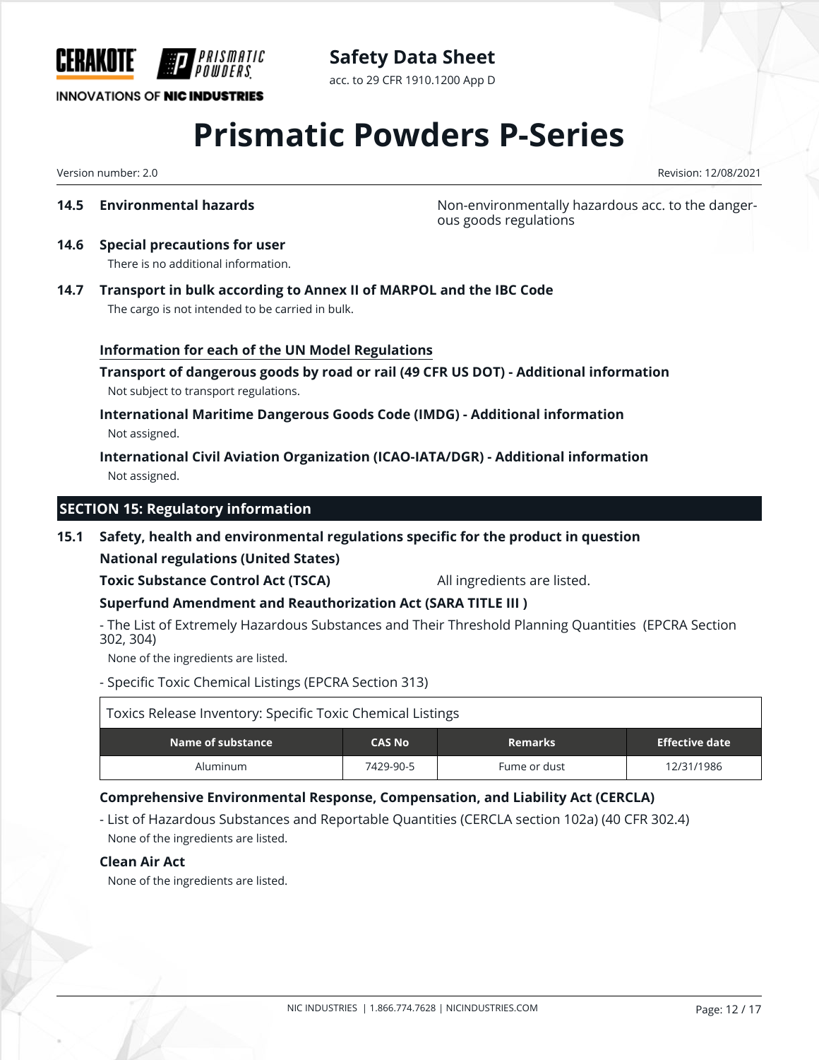**14.5 Environmental hazards** Non-environmentally hazardous acc. to the dangerous goods regulations

**14.6 Special precautions for user**

There is no additional information.

**14.7 Transport in bulk according to Annex II of MARPOL and the IBC Code**

The cargo is not intended to be carried in bulk.

**Information for each of the UN Model Regulations**

**Transport of dangerous goods by road or rail (49 CFR US DOT) - Additional information**

Not subject to transport regulations.

**International Maritime Dangerous Goods Code (IMDG) - Additional information**

Not assigned.

**International Civil Aviation Organization (ICAO-IATA/DGR) - Additional information**

Not assigned.

## SECTION 15: Regulatory information

**15.1 Safety, health and environmental regulations specific for the product in question**

**National regulations (United States)**

**Toxic Substance Control Act (TSCA)** All ingredients are listed.

**Superfund Amendment and Reauthorization Act (SARA TITLE III )**

- The List of Extremely Hazardous Substances and Their Threshold Planning Quantities (EPCRA Section 302, 304)

None of the ingredients are listed.

- Specific Toxic Chemical Listings (EPCRA Section 313)

| Toxics Release Inventory: Specific Toxic Chemical Listings | | | |
|---|---|---|---|
| **Name of substance** | **CAS No** | **Remarks** | **Effective date** |
| Aluminum | 7429-90-5 | Fume or dust | 12/31/1986 |

**Comprehensive Environmental Response, Compensation, and Liability Act (CERCLA)**

- List of Hazardous Substances and Reportable Quantities (CERCLA section 102a) (40 CFR 302.4)

None of the ingredients are listed.

**Clean Air Act**

None of the ingredients are listed.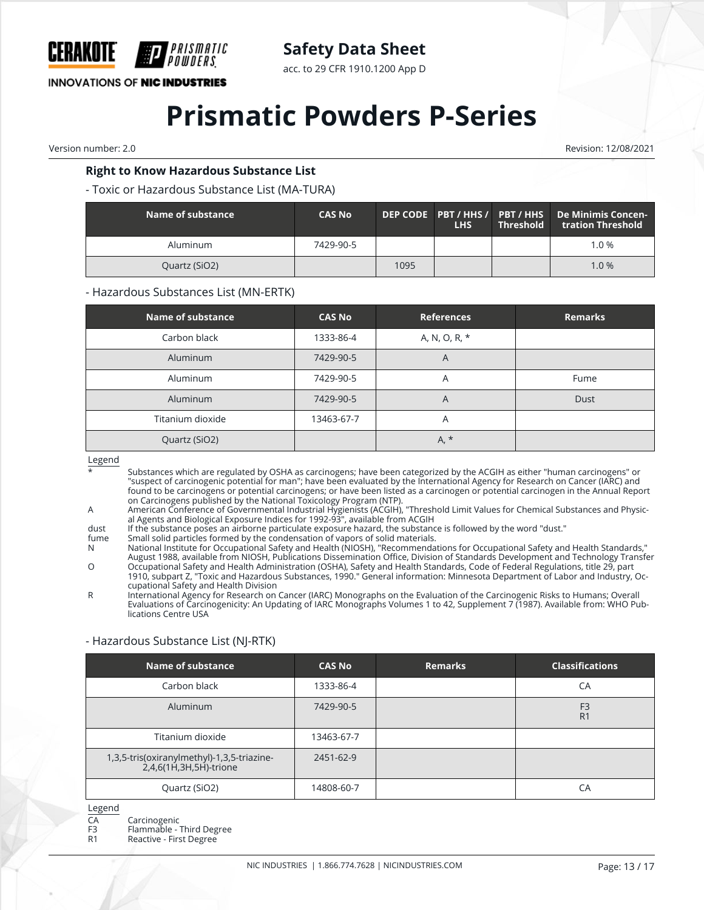## Right to Know Hazardous Substance List

- Toxic or Hazardous Substance List (MA-TURA)

| Name of substance | CAS No | DEP CODE | PBT / HHS / LHS | PBT / HHS Threshold | De Minimis Concentration Threshold |
|---|---|---|---|---|---|
| Aluminum | 7429-90-5 | | | | 1.0 % |
| Quartz (SiO2) | | 1095 | | | 1.0 % |

- Hazardous Substances List (MN-ERTK)

| Name of substance | CAS No | References | Remarks |
|---|---|---|---|
| Carbon black | 1333-86-4 | A, N, O, R, * | |
| Aluminum | 7429-90-5 | A | |
| Aluminum | 7429-90-5 | A | Fume |
| Aluminum | 7429-90-5 | A | Dust |
| Titanium dioxide | 13463-67-7 | A | |
| Quartz (SiO2) | | A, * | |

Legend

| | |
|---|---|
| * | Substances which are regulated by OSHA as carcinogens; have been categorized by the ACGIH as either "human carcinogens" or "suspect of carcinogenic potential for man"; have been evaluated by the International Agency for Research on Cancer (IARC) and found to be carcinogens or potential carcinogens; or have been listed as a carcinogen or potential carcinogen in the Annual Report on Carcinogens published by the National Toxicology Program (NTP). |
| A | American Conference of Governmental Industrial Hygienists (ACGIH), "Threshold Limit Values for Chemical Substances and Physical Agents and Biological Exposure Indices for 1992-93", available from ACGIH |
| dust | If the substance poses an airborne particulate exposure hazard, the substance is followed by the word "dust." |
| fume | Small solid particles formed by the condensation of vapors of solid materials. |
| N | National Institute for Occupational Safety and Health (NIOSH), "Recommendations for Occupational Safety and Health Standards," August 1988, available from NIOSH, Publications Dissemination Office, Division of Standards Development and Technology Transfer |
| O | Occupational Safety and Health Administration (OSHA), Safety and Health Standards, Code of Federal Regulations, title 29, part 1910, subpart Z, "Toxic and Hazardous Substances, 1990." General information: Minnesota Department of Labor and Industry, Occupational Safety and Health Division |
| R | International Agency for Research on Cancer (IARC) Monographs on the Evaluation of the Carcinogenic Risks to Humans; Overall Evaluations of Carcinogenicity: An Updating of IARC Monographs Volumes 1 to 42, Supplement 7 (1987). Available from: WHO Publications Centre USA |

- Hazardous Substance List (NJ-RTK)

| Name of substance | CAS No | Remarks | Classifications |
|---|---|---|---|
| Carbon black | 1333-86-4 | | CA |
| Aluminum | 7429-90-5 | | F3<br>R1 |
| Titanium dioxide | 13463-67-7 | | |
| 1,3,5-tris(oxiranylmethyl)-1,3,5-triazine-2,4,6(1H,3H,5H)-trione | 2451-62-9 | | |
| Quartz (SiO2) | 14808-60-7 | | CA |

Legend

| | |
|---|---|
| CA | Carcinogenic |
| F3 | Flammable - Third Degree |
| R1 | Reactive - First Degree |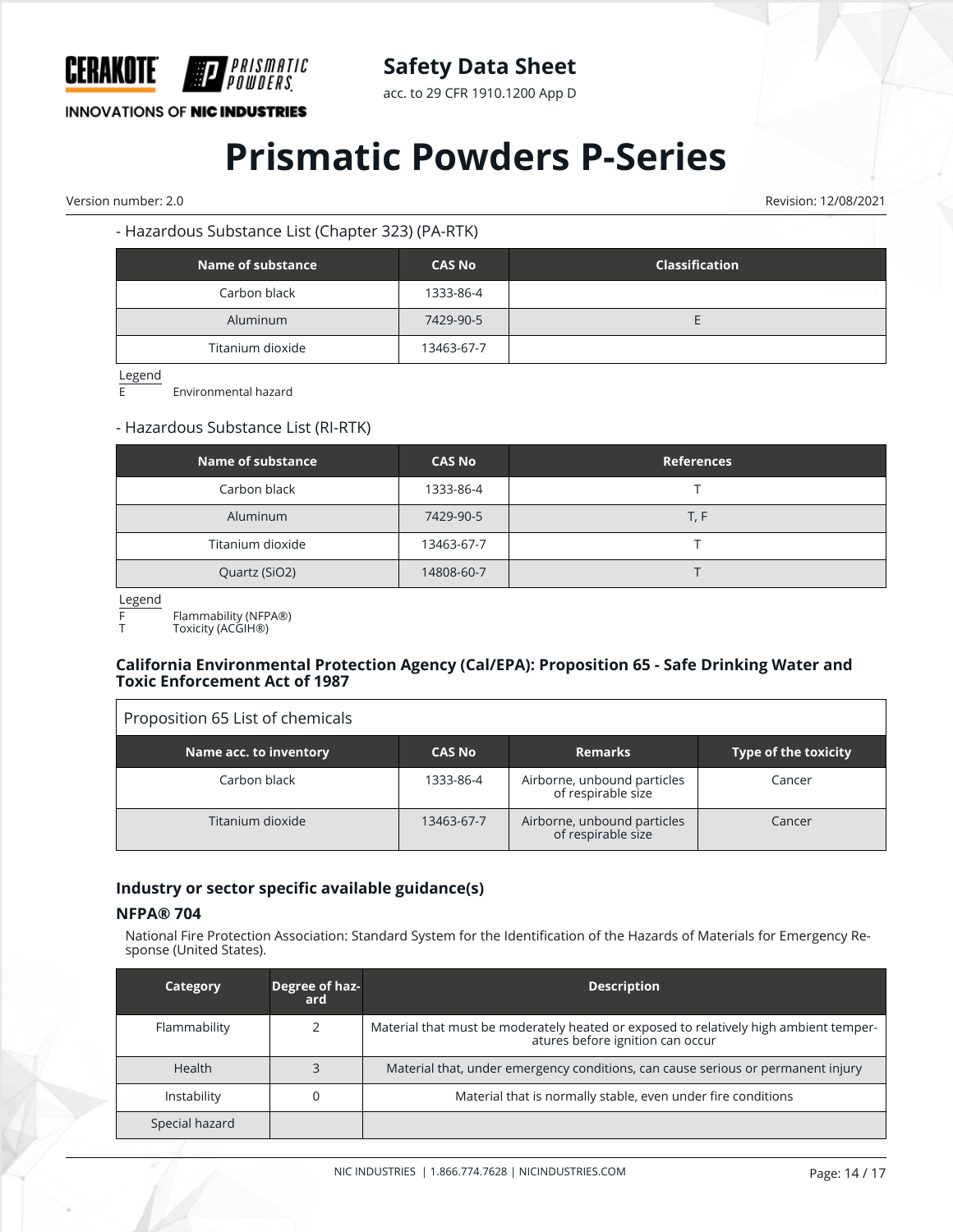- Hazardous Substance List (Chapter 323) (PA-RTK)

| Name of substance | CAS No | Classification |
|---|---|---|
| Carbon black | 1333-86-4 | |
| Aluminum | 7429-90-5 | E |
| Titanium dioxide | 13463-67-7 | |

Legend
E Environmental hazard

- Hazardous Substance List (RI-RTK)

| Name of substance | CAS No | References |
|---|---|---|
| Carbon black | 1333-86-4 | T |
| Aluminum | 7429-90-5 | T, F |
| Titanium dioxide | 13463-67-7 | T |
| Quartz (SiO2) | 14808-60-7 | T |

Legend
F Flammability (NFPA®)
T Toxicity (ACGIH®)

### California Environmental Protection Agency (Cal/EPA): Proposition 65 - Safe Drinking Water and Toxic Enforcement Act of 1987

Proposition 65 List of chemicals

| Name acc. to inventory | CAS No | Remarks | Type of the toxicity |
|---|---|---|---|
| Carbon black | 1333-86-4 | Airborne, unbound particles of respirable size | Cancer |
| Titanium dioxide | 13463-67-7 | Airborne, unbound particles of respirable size | Cancer |

### Industry or sector specific available guidance(s)

### NFPA® 704

National Fire Protection Association: Standard System for the Identification of the Hazards of Materials for Emergency Response (United States).

| Category | Degree of hazard | Description |
|---|---|---|
| Flammability | 2 | Material that must be moderately heated or exposed to relatively high ambient temperatures before ignition can occur |
| Health | 3 | Material that, under emergency conditions, can cause serious or permanent injury |
| Instability | 0 | Material that is normally stable, even under fire conditions |
| Special hazard | | |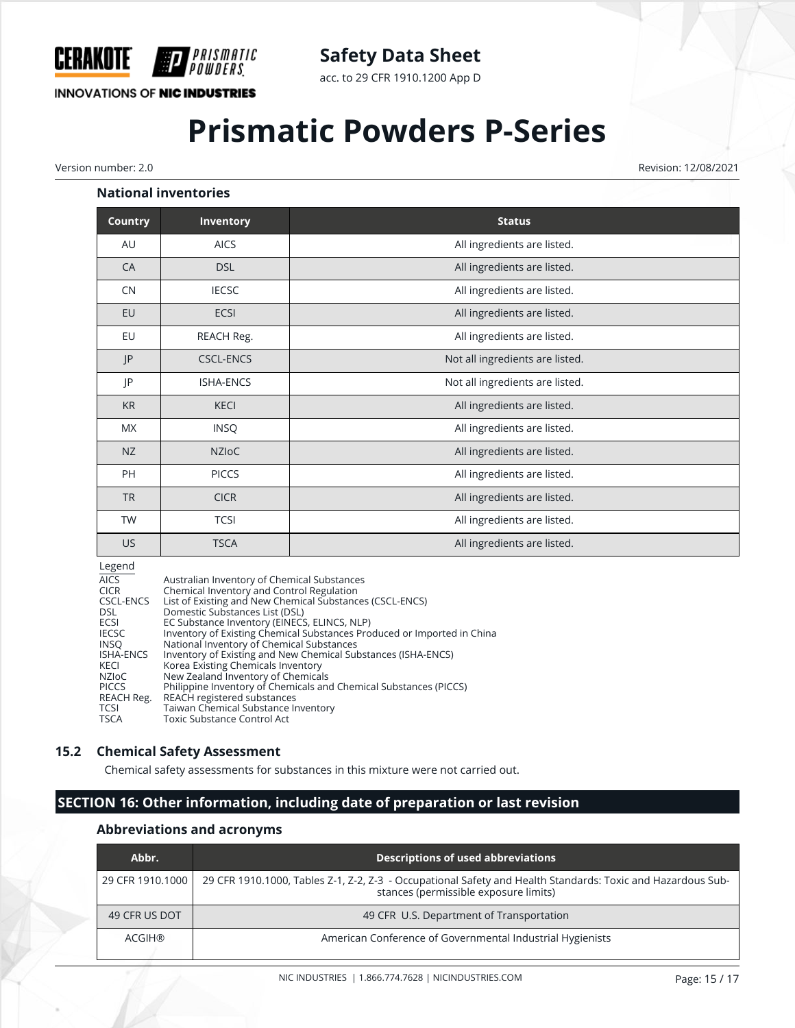### National inventories

| Country | Inventory | Status |
|---|---|---|
| AU | AICS | All ingredients are listed. |
| CA | DSL | All ingredients are listed. |
| CN | IECSC | All ingredients are listed. |
| EU | ECSI | All ingredients are listed. |
| EU | REACH Reg. | All ingredients are listed. |
| JP | CSCL-ENCS | Not all ingredients are listed. |
| JP | ISHA-ENCS | Not all ingredients are listed. |
| KR | KECI | All ingredients are listed. |
| MX | INSQ | All ingredients are listed. |
| NZ | NZIoC | All ingredients are listed. |
| PH | PICCS | All ingredients are listed. |
| TR | CICR | All ingredients are listed. |
| TW | TCSI | All ingredients are listed. |
| US | TSCA | All ingredients are listed. |

Legend

| | |
|---|---|
| AICS | Australian Inventory of Chemical Substances |
| CICR | Chemical Inventory and Control Regulation |
| CSCL-ENCS | List of Existing and New Chemical Substances (CSCL-ENCS) |
| DSL | Domestic Substances List (DSL) |
| ECSI | EC Substance Inventory (EINECS, ELINCS, NLP) |
| IECSC | Inventory of Existing Chemical Substances Produced or Imported in China |
| INSQ | National Inventory of Chemical Substances |
| ISHA-ENCS | Inventory of Existing and New Chemical Substances (ISHA-ENCS) |
| KECI | Korea Existing Chemicals Inventory |
| NZIoC | New Zealand Inventory of Chemicals |
| PICCS | Philippine Inventory of Chemicals and Chemical Substances (PICCS) |
| REACH Reg. | REACH registered substances |
| TCSI | Taiwan Chemical Substance Inventory |
| TSCA | Toxic Substance Control Act |

## 15.2 Chemical Safety Assessment

Chemical safety assessments for substances in this mixture were not carried out.

## SECTION 16: Other information, including date of preparation or last revision

### Abbreviations and acronyms

| Abbr. | Descriptions of used abbreviations |
|---|---|
| 29 CFR 1910.1000 | 29 CFR 1910.1000, Tables Z-1, Z-2, Z-3 - Occupational Safety and Health Standards: Toxic and Hazardous Substances (permissible exposure limits) |
| 49 CFR US DOT | 49 CFR U.S. Department of Transportation |
| ACGIH® | American Conference of Governmental Industrial Hygienists |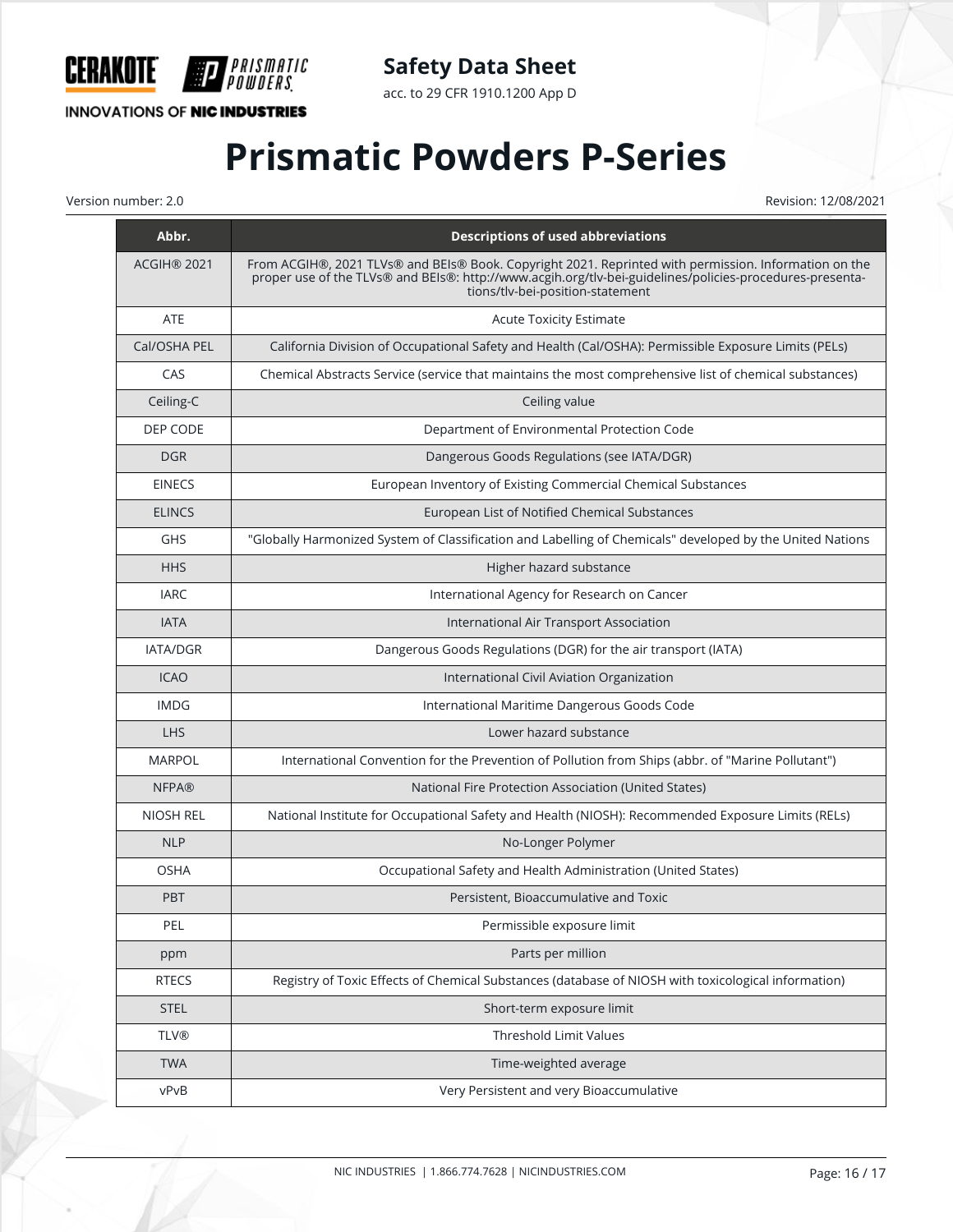| Abbr. | Descriptions of used abbreviations |
| --- | --- |
| ACGIH® 2021 | From ACGIH®, 2021 TLVs® and BEIs® Book. Copyright 2021. Reprinted with permission. Information on the proper use of the TLVs® and BEIs®: http://www.acgih.org/tlv-bei-guidelines/policies-procedures-presentations/tlv-bei-position-statement |
| ATE | Acute Toxicity Estimate |
| Cal/OSHA PEL | California Division of Occupational Safety and Health (Cal/OSHA): Permissible Exposure Limits (PELs) |
| CAS | Chemical Abstracts Service (service that maintains the most comprehensive list of chemical substances) |
| Ceiling-C | Ceiling value |
| DEP CODE | Department of Environmental Protection Code |
| DGR | Dangerous Goods Regulations (see IATA/DGR) |
| EINECS | European Inventory of Existing Commercial Chemical Substances |
| ELINCS | European List of Notified Chemical Substances |
| GHS | "Globally Harmonized System of Classification and Labelling of Chemicals" developed by the United Nations |
| HHS | Higher hazard substance |
| IARC | International Agency for Research on Cancer |
| IATA | International Air Transport Association |
| IATA/DGR | Dangerous Goods Regulations (DGR) for the air transport (IATA) |
| ICAO | International Civil Aviation Organization |
| IMDG | International Maritime Dangerous Goods Code |
| LHS | Lower hazard substance |
| MARPOL | International Convention for the Prevention of Pollution from Ships (abbr. of "Marine Pollutant") |
| NFPA® | National Fire Protection Association (United States) |
| NIOSH REL | National Institute for Occupational Safety and Health (NIOSH): Recommended Exposure Limits (RELs) |
| NLP | No-Longer Polymer |
| OSHA | Occupational Safety and Health Administration (United States) |
| PBT | Persistent, Bioaccumulative and Toxic |
| PEL | Permissible exposure limit |
| ppm | Parts per million |
| RTECS | Registry of Toxic Effects of Chemical Substances (database of NIOSH with toxicological information) |
| STEL | Short-term exposure limit |
| TLV® | Threshold Limit Values |
| TWA | Time-weighted average |
| vPvB | Very Persistent and very Bioaccumulative |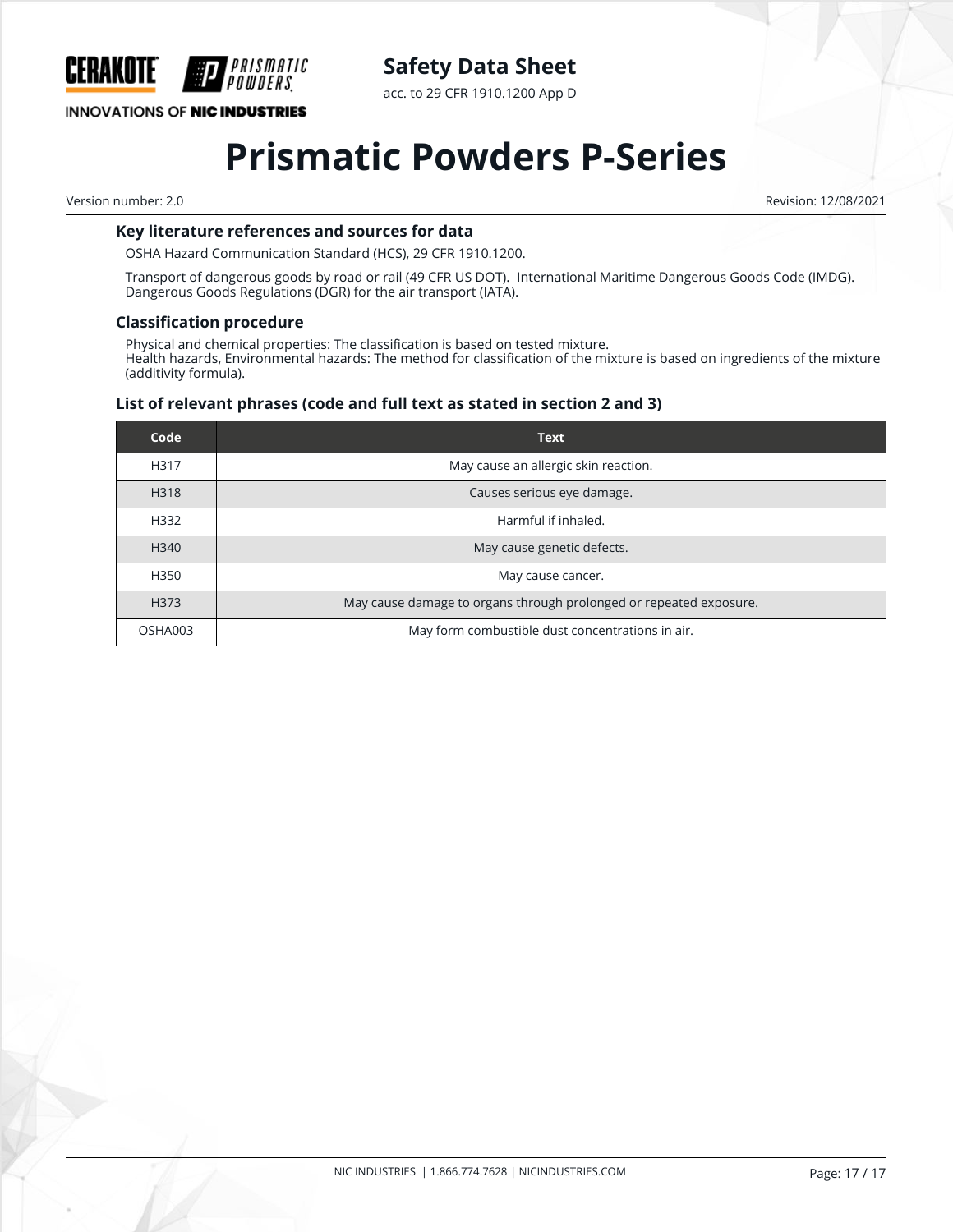### Key literature references and sources for data

OSHA Hazard Communication Standard (HCS), 29 CFR 1910.1200.

Transport of dangerous goods by road or rail (49 CFR US DOT). International Maritime Dangerous Goods Code (IMDG). Dangerous Goods Regulations (DGR) for the air transport (IATA).

### Classification procedure

Physical and chemical properties: The classification is based on tested mixture.
Health hazards, Environmental hazards: The method for classification of the mixture is based on ingredients of the mixture (additivity formula).

### List of relevant phrases (code and full text as stated in section 2 and 3)

| Code | Text |
|---|---|
| H317 | May cause an allergic skin reaction. |
| H318 | Causes serious eye damage. |
| H332 | Harmful if inhaled. |
| H340 | May cause genetic defects. |
| H350 | May cause cancer. |
| H373 | May cause damage to organs through prolonged or repeated exposure. |
| OSHA003 | May form combustible dust concentrations in air. |